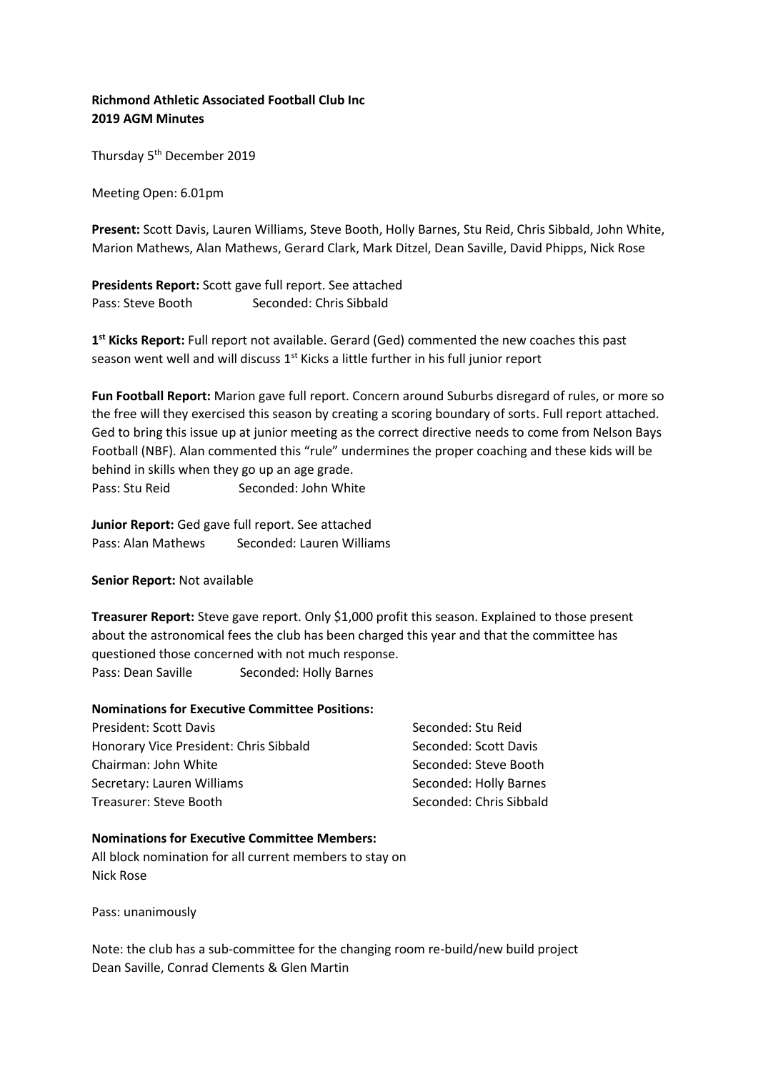**Richmond Athletic Associated Football Club Inc**
**2019 AGM Minutes**

Thursday 5th December 2019

Meeting Open: 6.01pm

**Present:** Scott Davis, Lauren Williams, Steve Booth, Holly Barnes, Stu Reid, Chris Sibbald, John White, Marion Mathews, Alan Mathews, Gerard Clark, Mark Ditzel, Dean Saville, David Phipps, Nick Rose

**Presidents Report:** Scott gave full report. See attached
Pass: Steve Booth Seconded: Chris Sibbald

**1st Kicks Report:** Full report not available. Gerard (Ged) commented the new coaches this past season went well and will discuss 1st Kicks a little further in his full junior report

**Fun Football Report:** Marion gave full report. Concern around Suburbs disregard of rules, or more so the free will they exercised this season by creating a scoring boundary of sorts. Full report attached. Ged to bring this issue up at junior meeting as the correct directive needs to come from Nelson Bays Football (NBF). Alan commented this "rule" undermines the proper coaching and these kids will be behind in skills when they go up an age grade.
Pass: Stu Reid Seconded: John White

**Junior Report:** Ged gave full report. See attached
Pass: Alan Mathews Seconded: Lauren Williams

**Senior Report:** Not available

**Treasurer Report:** Steve gave report. Only $1,000 profit this season. Explained to those present about the astronomical fees the club has been charged this year and that the committee has questioned those concerned with not much response.
Pass: Dean Saville Seconded: Holly Barnes

**Nominations for Executive Committee Positions:**

President: Scott Davis — Seconded: Stu Reid
Honorary Vice President: Chris Sibbald — Seconded: Scott Davis
Chairman: John White — Seconded: Steve Booth
Secretary: Lauren Williams — Seconded: Holly Barnes
Treasurer: Steve Booth — Seconded: Chris Sibbald

**Nominations for Executive Committee Members:**
All block nomination for all current members to stay on
Nick Rose

Pass: unanimously

Note: the club has a sub-committee for the changing room re-build/new build project
Dean Saville, Conrad Clements & Glen Martin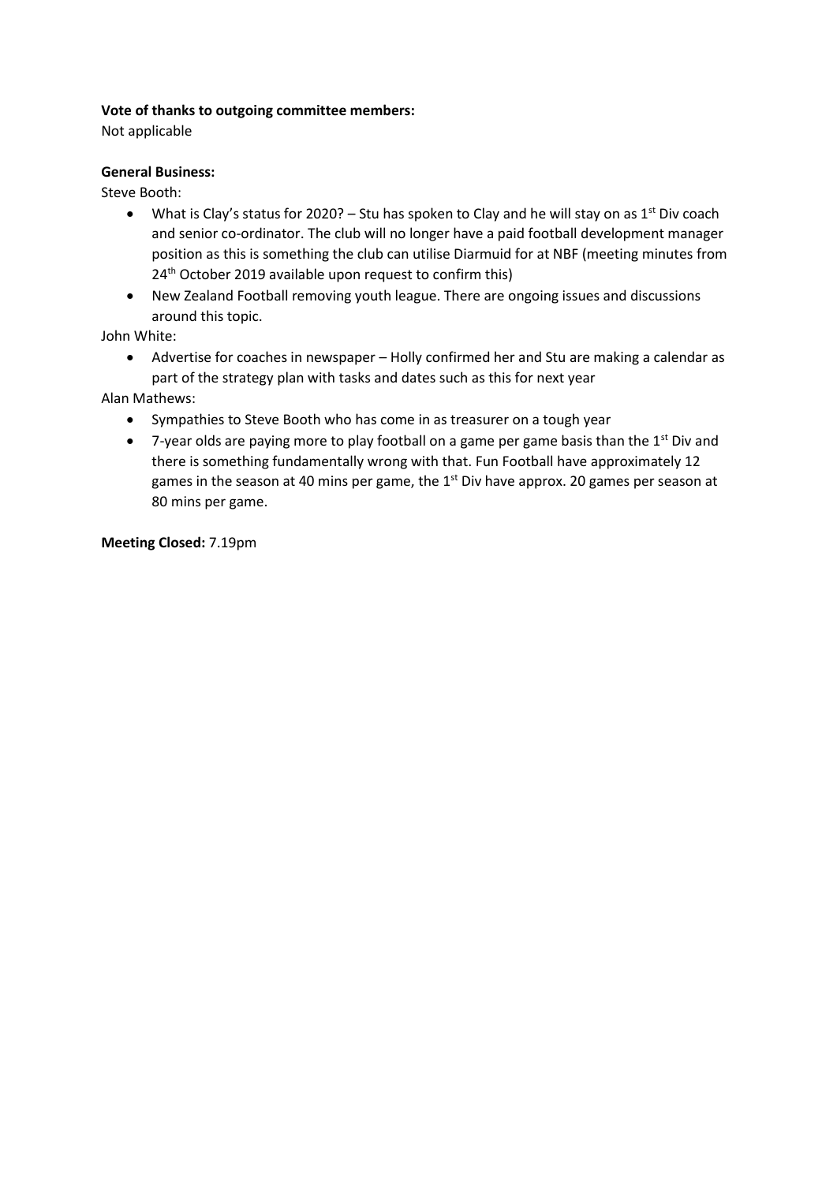**Vote of thanks to outgoing committee members:**
Not applicable

**General Business:**
Steve Booth:

- What is Clay's status for 2020? – Stu has spoken to Clay and he will stay on as 1st Div coach and senior co-ordinator. The club will no longer have a paid football development manager position as this is something the club can utilise Diarmuid for at NBF (meeting minutes from 24th October 2019 available upon request to confirm this)
- New Zealand Football removing youth league. There are ongoing issues and discussions around this topic.

John White:

- Advertise for coaches in newspaper – Holly confirmed her and Stu are making a calendar as part of the strategy plan with tasks and dates such as this for next year

Alan Mathews:

- Sympathies to Steve Booth who has come in as treasurer on a tough year
- 7-year olds are paying more to play football on a game per game basis than the 1st Div and there is something fundamentally wrong with that. Fun Football have approximately 12 games in the season at 40 mins per game, the 1st Div have approx. 20 games per season at 80 mins per game.

**Meeting Closed:** 7.19pm